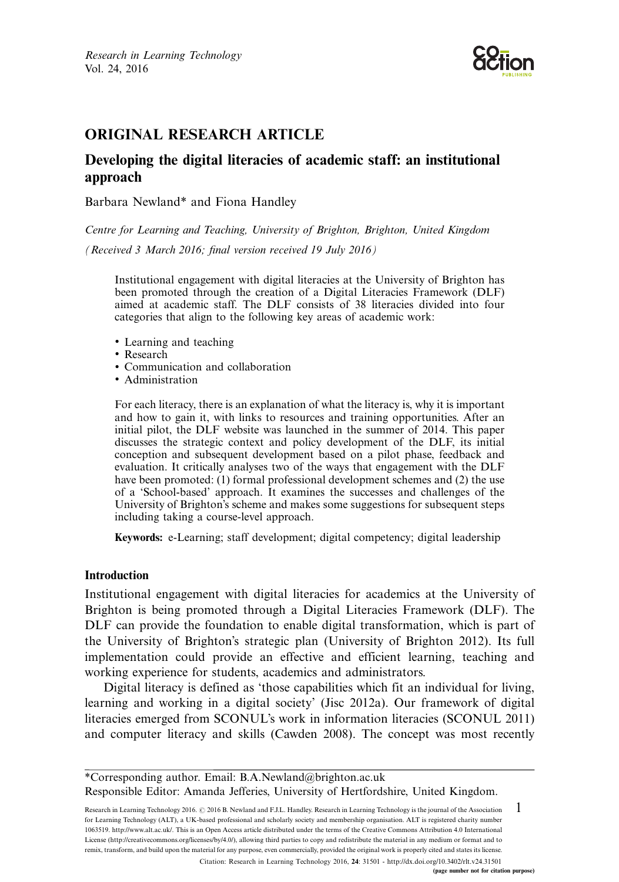## ORIGINAL RESEARCH ARTICLE

# Developing the digital literacies of academic staff: an institutional approach

Barbara Newland* and Fiona Handley

*Centre for Learning and Teaching, University of Brighton, Brighton, United Kingdom*

*(Received 3 March 2016; final version received 19 July 2016)*

Institutional engagement with digital literacies at the University of Brighton has been promoted through the creation of a Digital Literacies Framework (DLF) aimed at academic staff. The DLF consists of 38 literacies divided into four categories that align to the following key areas of academic work:

- Learning and teaching
- Research
- Communication and collaboration
- Administration

For each literacy, there is an explanation of what the literacy is, why it is important and how to gain it, with links to resources and training opportunities. After an initial pilot, the DLF website was launched in the summer of 2014. This paper discusses the strategic context and policy development of the DLF, its initial conception and subsequent development based on a pilot phase, feedback and evaluation. It critically analyses two of the ways that engagement with the DLF have been promoted: (1) formal professional development schemes and (2) the use of a 'School-based' approach. It examines the successes and challenges of the University of Brighton's scheme and makes some suggestions for subsequent steps including taking a course-level approach.

**Keywords:** e-Learning; staff development; digital competency; digital leadership

## Introduction

Institutional engagement with digital literacies for academics at the University of Brighton is being promoted through a Digital Literacies Framework (DLF). The DLF can provide the foundation to enable digital transformation, which is part of the University of Brighton's strategic plan (University of Brighton 2012). Its full implementation could provide an effective and efficient learning, teaching and working experience for students, academics and administrators.

Digital literacy is defined as 'those capabilities which fit an individual for living, learning and working in a digital society' (Jisc 2012a). Our framework of digital literacies emerged from SCONUL's work in information literacies (SCONUL 2011) and computer literacy and skills (Cawden 2008). The concept was most recently

---

*Corresponding author. Email: B.A.Newland@brighton.ac.uk
Responsible Editor: Amanda Jefferies, University of Hertfordshire, United Kingdom.

Research in Learning Technology 2016. © 2016 B. Newland and F.J.L. Handley. Research in Learning Technology is the journal of the Association for Learning Technology (ALT), a UK-based professional and scholarly society and membership organisation. ALT is registered charity number 1063519. http://www.alt.ac.uk/. This is an Open Access article distributed under the terms of the Creative Commons Attribution 4.0 International License (http://creativecommons.org/licenses/by/4.0/), allowing third parties to copy and redistribute the material in any medium or format and to remix, transform, and build upon the material for any purpose, even commercially, provided the original work is properly cited and states its license.

Citation: Research in Learning Technology 2016, **24**: 31501 - http://dx.doi.org/10.3402/rlt.v24.31501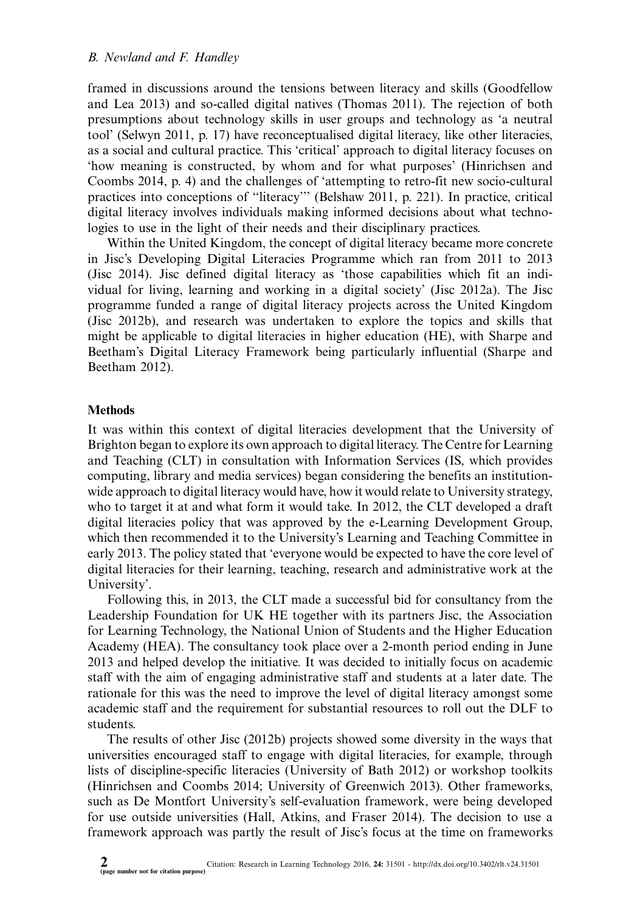framed in discussions around the tensions between literacy and skills (Goodfellow and Lea 2013) and so-called digital natives (Thomas 2011). The rejection of both presumptions about technology skills in user groups and technology as 'a neutral tool' (Selwyn 2011, p. 17) have reconceptualised digital literacy, like other literacies, as a social and cultural practice. This 'critical' approach to digital literacy focuses on 'how meaning is constructed, by whom and for what purposes' (Hinrichsen and Coombs 2014, p. 4) and the challenges of 'attempting to retro-fit new socio-cultural practices into conceptions of "literacy"' (Belshaw 2011, p. 221). In practice, critical digital literacy involves individuals making informed decisions about what technologies to use in the light of their needs and their disciplinary practices.

Within the United Kingdom, the concept of digital literacy became more concrete in Jisc's Developing Digital Literacies Programme which ran from 2011 to 2013 (Jisc 2014). Jisc defined digital literacy as 'those capabilities which fit an individual for living, learning and working in a digital society' (Jisc 2012a). The Jisc programme funded a range of digital literacy projects across the United Kingdom (Jisc 2012b), and research was undertaken to explore the topics and skills that might be applicable to digital literacies in higher education (HE), with Sharpe and Beetham's Digital Literacy Framework being particularly influential (Sharpe and Beetham 2012).

## Methods

It was within this context of digital literacies development that the University of Brighton began to explore its own approach to digital literacy. The Centre for Learning and Teaching (CLT) in consultation with Information Services (IS, which provides computing, library and media services) began considering the benefits an institution-wide approach to digital literacy would have, how it would relate to University strategy, who to target it at and what form it would take. In 2012, the CLT developed a draft digital literacies policy that was approved by the e-Learning Development Group, which then recommended it to the University's Learning and Teaching Committee in early 2013. The policy stated that 'everyone would be expected to have the core level of digital literacies for their learning, teaching, research and administrative work at the University'.

Following this, in 2013, the CLT made a successful bid for consultancy from the Leadership Foundation for UK HE together with its partners Jisc, the Association for Learning Technology, the National Union of Students and the Higher Education Academy (HEA). The consultancy took place over a 2-month period ending in June 2013 and helped develop the initiative. It was decided to initially focus on academic staff with the aim of engaging administrative staff and students at a later date. The rationale for this was the need to improve the level of digital literacy amongst some academic staff and the requirement for substantial resources to roll out the DLF to students.

The results of other Jisc (2012b) projects showed some diversity in the ways that universities encouraged staff to engage with digital literacies, for example, through lists of discipline-specific literacies (University of Bath 2012) or workshop toolkits (Hinrichsen and Coombs 2014; University of Greenwich 2013). Other frameworks, such as De Montfort University's self-evaluation framework, were being developed for use outside universities (Hall, Atkins, and Fraser 2014). The decision to use a framework approach was partly the result of Jisc's focus at the time on frameworks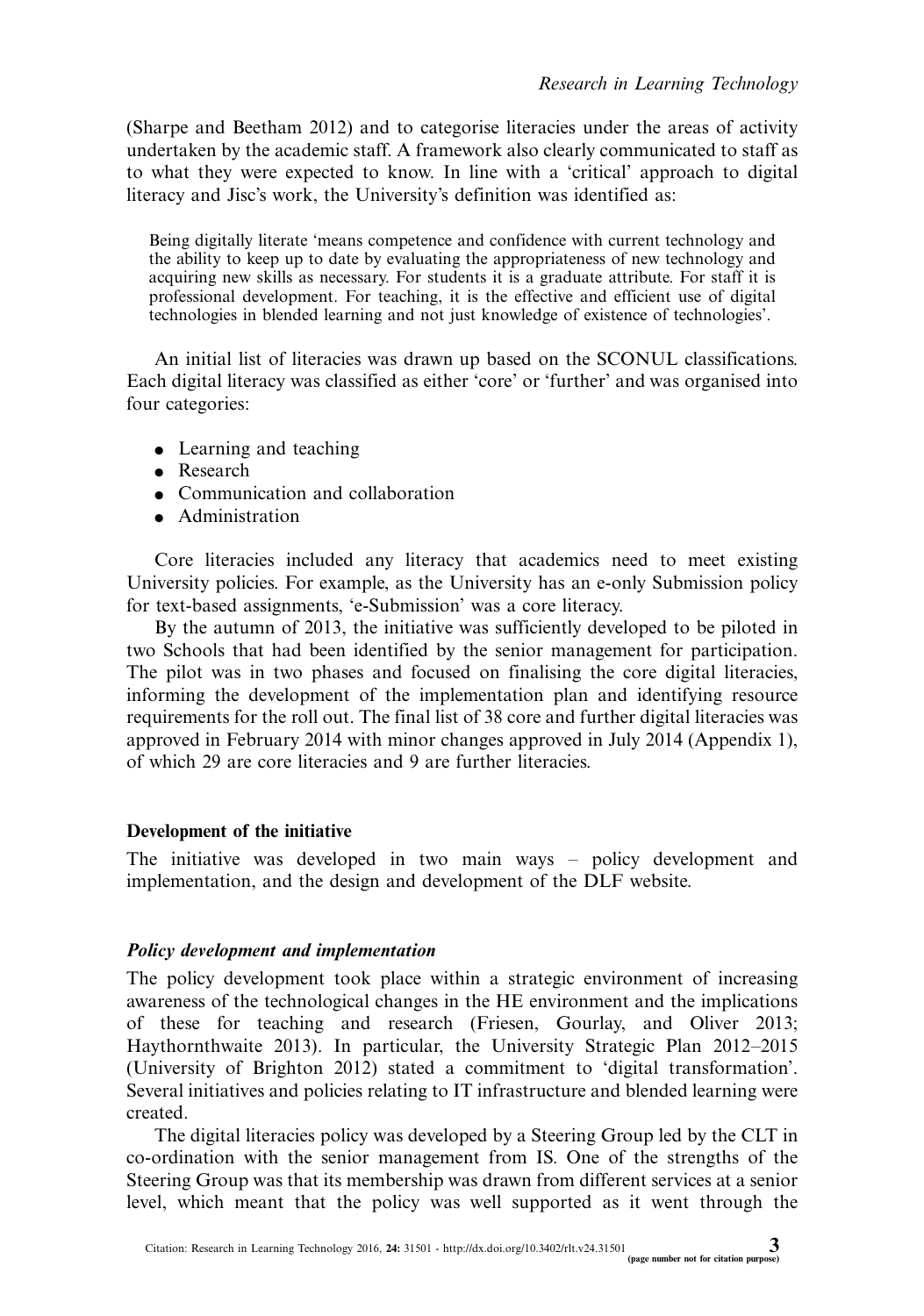(Sharpe and Beetham 2012) and to categorise literacies under the areas of activity undertaken by the academic staff. A framework also clearly communicated to staff as to what they were expected to know. In line with a 'critical' approach to digital literacy and Jisc's work, the University's definition was identified as:

> Being digitally literate 'means competence and confidence with current technology and the ability to keep up to date by evaluating the appropriateness of new technology and acquiring new skills as necessary. For students it is a graduate attribute. For staff it is professional development. For teaching, it is the effective and efficient use of digital technologies in blended learning and not just knowledge of existence of technologies'.

An initial list of literacies was drawn up based on the SCONUL classifications. Each digital literacy was classified as either 'core' or 'further' and was organised into four categories:

- Learning and teaching
- Research
- Communication and collaboration
- Administration

Core literacies included any literacy that academics need to meet existing University policies. For example, as the University has an e-only Submission policy for text-based assignments, 'e-Submission' was a core literacy.

By the autumn of 2013, the initiative was sufficiently developed to be piloted in two Schools that had been identified by the senior management for participation. The pilot was in two phases and focused on finalising the core digital literacies, informing the development of the implementation plan and identifying resource requirements for the roll out. The final list of 38 core and further digital literacies was approved in February 2014 with minor changes approved in July 2014 (Appendix 1), of which 29 are core literacies and 9 are further literacies.

## Development of the initiative

The initiative was developed in two main ways – policy development and implementation, and the design and development of the DLF website.

### *Policy development and implementation*

The policy development took place within a strategic environment of increasing awareness of the technological changes in the HE environment and the implications of these for teaching and research (Friesen, Gourlay, and Oliver 2013; Haythornthwaite 2013). In particular, the University Strategic Plan 2012–2015 (University of Brighton 2012) stated a commitment to 'digital transformation'. Several initiatives and policies relating to IT infrastructure and blended learning were created.

The digital literacies policy was developed by a Steering Group led by the CLT in co-ordination with the senior management from IS. One of the strengths of the Steering Group was that its membership was drawn from different services at a senior level, which meant that the policy was well supported as it went through the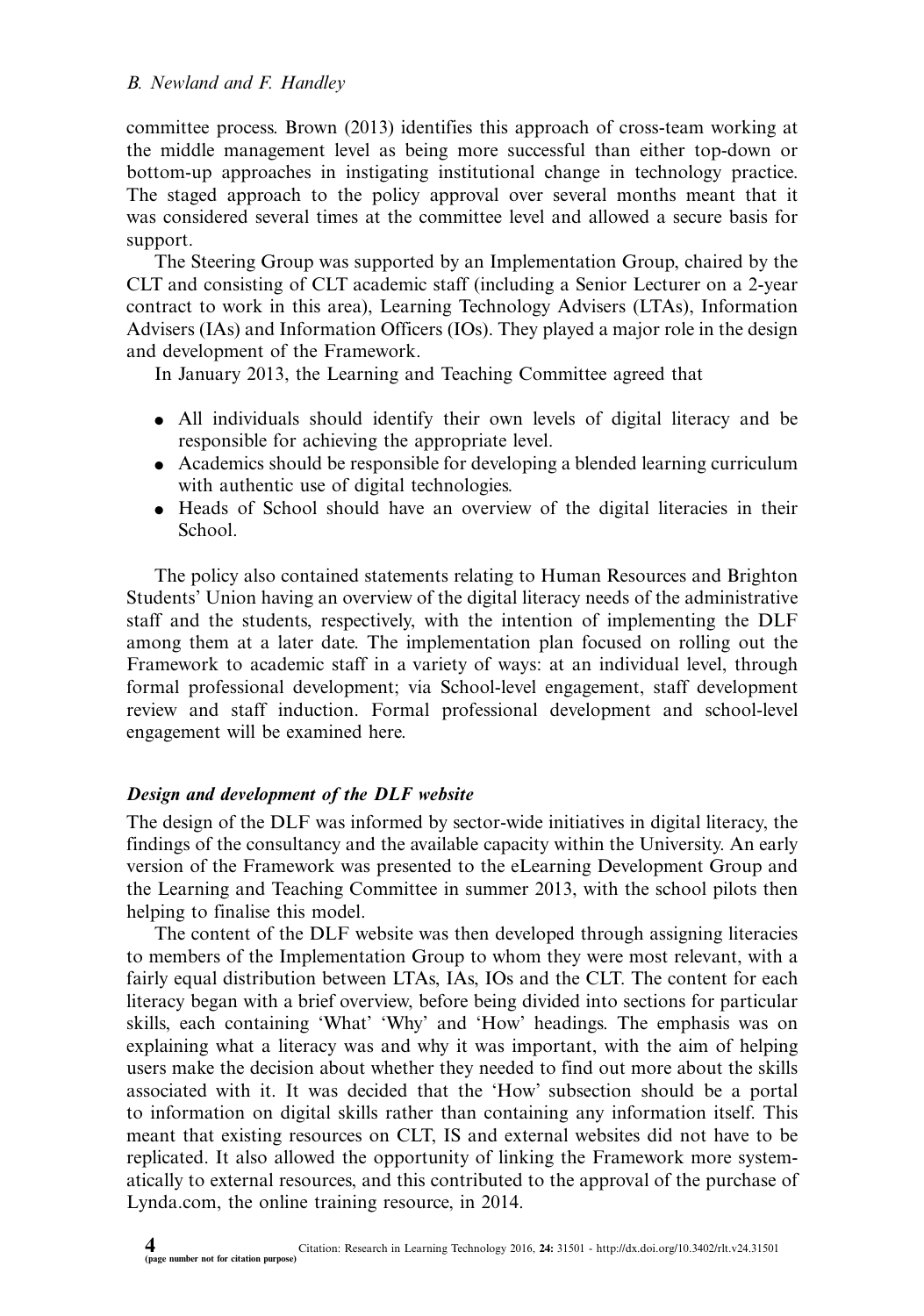committee process. Brown (2013) identifies this approach of cross-team working at the middle management level as being more successful than either top-down or bottom-up approaches in instigating institutional change in technology practice. The staged approach to the policy approval over several months meant that it was considered several times at the committee level and allowed a secure basis for support.

The Steering Group was supported by an Implementation Group, chaired by the CLT and consisting of CLT academic staff (including a Senior Lecturer on a 2-year contract to work in this area), Learning Technology Advisers (LTAs), Information Advisers (IAs) and Information Officers (IOs). They played a major role in the design and development of the Framework.

In January 2013, the Learning and Teaching Committee agreed that

- All individuals should identify their own levels of digital literacy and be responsible for achieving the appropriate level.
- Academics should be responsible for developing a blended learning curriculum with authentic use of digital technologies.
- Heads of School should have an overview of the digital literacies in their School.

The policy also contained statements relating to Human Resources and Brighton Students' Union having an overview of the digital literacy needs of the administrative staff and the students, respectively, with the intention of implementing the DLF among them at a later date. The implementation plan focused on rolling out the Framework to academic staff in a variety of ways: at an individual level, through formal professional development; via School-level engagement, staff development review and staff induction. Formal professional development and school-level engagement will be examined here.

### *Design and development of the DLF website*

The design of the DLF was informed by sector-wide initiatives in digital literacy, the findings of the consultancy and the available capacity within the University. An early version of the Framework was presented to the eLearning Development Group and the Learning and Teaching Committee in summer 2013, with the school pilots then helping to finalise this model.

The content of the DLF website was then developed through assigning literacies to members of the Implementation Group to whom they were most relevant, with a fairly equal distribution between LTAs, IAs, IOs and the CLT. The content for each literacy began with a brief overview, before being divided into sections for particular skills, each containing 'What' 'Why' and 'How' headings. The emphasis was on explaining what a literacy was and why it was important, with the aim of helping users make the decision about whether they needed to find out more about the skills associated with it. It was decided that the 'How' subsection should be a portal to information on digital skills rather than containing any information itself. This meant that existing resources on CLT, IS and external websites did not have to be replicated. It also allowed the opportunity of linking the Framework more systematically to external resources, and this contributed to the approval of the purchase of Lynda.com, the online training resource, in 2014.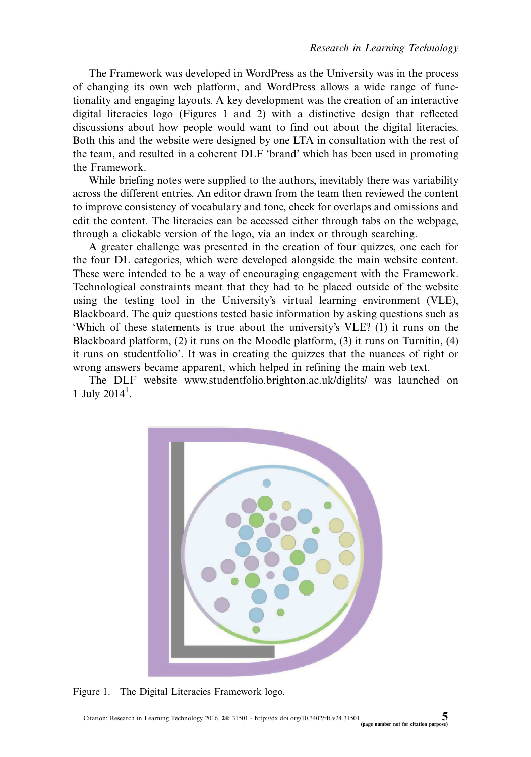The Framework was developed in WordPress as the University was in the process of changing its own web platform, and WordPress allows a wide range of functionality and engaging layouts. A key development was the creation of an interactive digital literacies logo (Figures 1 and 2) with a distinctive design that reflected discussions about how people would want to find out about the digital literacies. Both this and the website were designed by one LTA in consultation with the rest of the team, and resulted in a coherent DLF 'brand' which has been used in promoting the Framework.

While briefing notes were supplied to the authors, inevitably there was variability across the different entries. An editor drawn from the team then reviewed the content to improve consistency of vocabulary and tone, check for overlaps and omissions and edit the content. The literacies can be accessed either through tabs on the webpage, through a clickable version of the logo, via an index or through searching.

A greater challenge was presented in the creation of four quizzes, one each for the four DL categories, which were developed alongside the main website content. These were intended to be a way of encouraging engagement with the Framework. Technological constraints meant that they had to be placed outside of the website using the testing tool in the University's virtual learning environment (VLE), Blackboard. The quiz questions tested basic information by asking questions such as 'Which of these statements is true about the university's VLE? (1) it runs on the Blackboard platform, (2) it runs on the Moodle platform, (3) it runs on Turnitin, (4) it runs on studentfolio'. It was in creating the quizzes that the nuances of right or wrong answers became apparent, which helped in refining the main web text.

The DLF website www.studentfolio.brighton.ac.uk/diglits/ was launched on 1 July 2014[1].

Figure 1. The Digital Literacies Framework logo.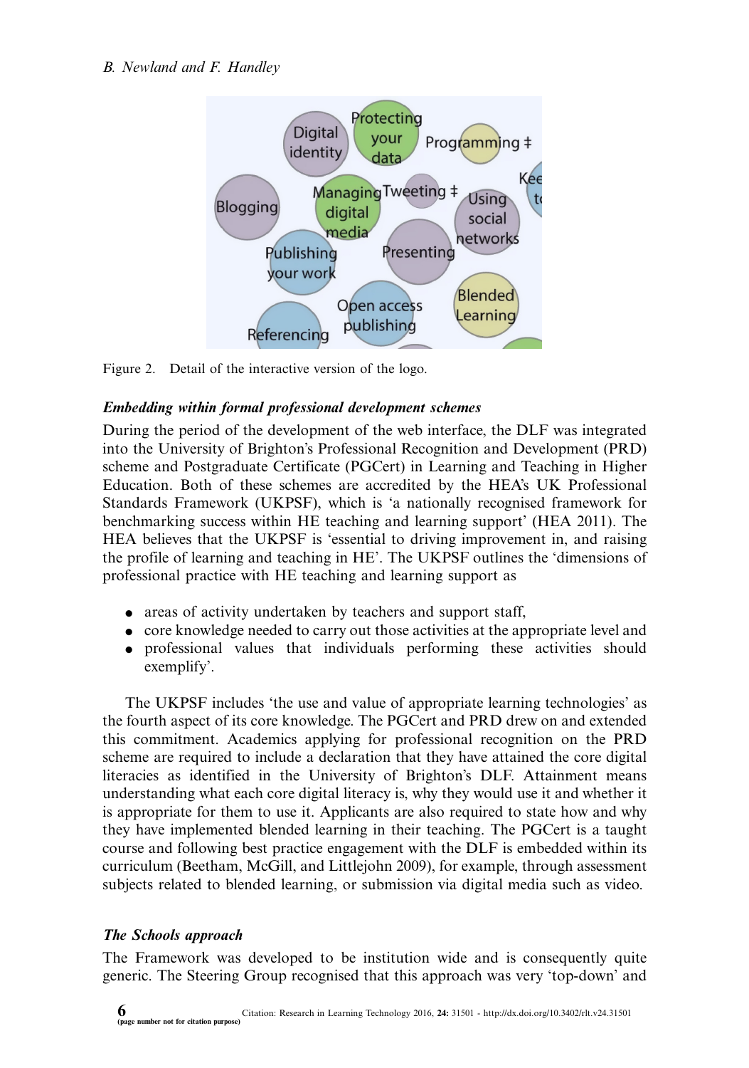Figure 2. Detail of the interactive version of the logo.

### *Embedding within formal professional development schemes*

During the period of the development of the web interface, the DLF was integrated into the University of Brighton's Professional Recognition and Development (PRD) scheme and Postgraduate Certificate (PGCert) in Learning and Teaching in Higher Education. Both of these schemes are accredited by the HEA's UK Professional Standards Framework (UKPSF), which is 'a nationally recognised framework for benchmarking success within HE teaching and learning support' (HEA 2011). The HEA believes that the UKPSF is 'essential to driving improvement in, and raising the profile of learning and teaching in HE'. The UKPSF outlines the 'dimensions of professional practice with HE teaching and learning support as

- areas of activity undertaken by teachers and support staff,
- core knowledge needed to carry out those activities at the appropriate level and
- professional values that individuals performing these activities should exemplify'.

The UKPSF includes 'the use and value of appropriate learning technologies' as the fourth aspect of its core knowledge. The PGCert and PRD drew on and extended this commitment. Academics applying for professional recognition on the PRD scheme are required to include a declaration that they have attained the core digital literacies as identified in the University of Brighton's DLF. Attainment means understanding what each core digital literacy is, why they would use it and whether it is appropriate for them to use it. Applicants are also required to state how and why they have implemented blended learning in their teaching. The PGCert is a taught course and following best practice engagement with the DLF is embedded within its curriculum (Beetham, McGill, and Littlejohn 2009), for example, through assessment subjects related to blended learning, or submission via digital media such as video.

### *The Schools approach*

The Framework was developed to be institution wide and is consequently quite generic. The Steering Group recognised that this approach was very 'top-down' and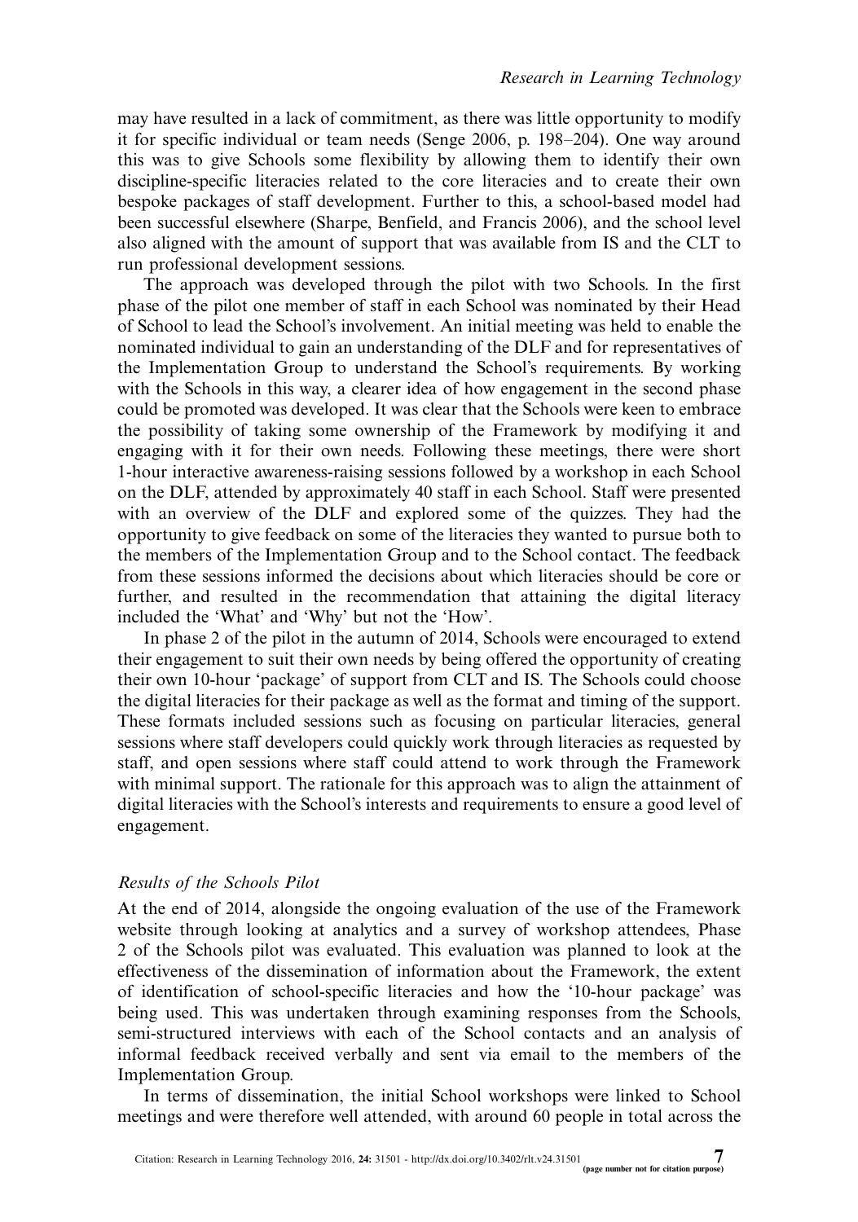may have resulted in a lack of commitment, as there was little opportunity to modify it for specific individual or team needs (Senge 2006, p. 198–204). One way around this was to give Schools some flexibility by allowing them to identify their own discipline-specific literacies related to the core literacies and to create their own bespoke packages of staff development. Further to this, a school-based model had been successful elsewhere (Sharpe, Benfield, and Francis 2006), and the school level also aligned with the amount of support that was available from IS and the CLT to run professional development sessions.

The approach was developed through the pilot with two Schools. In the first phase of the pilot one member of staff in each School was nominated by their Head of School to lead the School's involvement. An initial meeting was held to enable the nominated individual to gain an understanding of the DLF and for representatives of the Implementation Group to understand the School's requirements. By working with the Schools in this way, a clearer idea of how engagement in the second phase could be promoted was developed. It was clear that the Schools were keen to embrace the possibility of taking some ownership of the Framework by modifying it and engaging with it for their own needs. Following these meetings, there were short 1-hour interactive awareness-raising sessions followed by a workshop in each School on the DLF, attended by approximately 40 staff in each School. Staff were presented with an overview of the DLF and explored some of the quizzes. They had the opportunity to give feedback on some of the literacies they wanted to pursue both to the members of the Implementation Group and to the School contact. The feedback from these sessions informed the decisions about which literacies should be core or further, and resulted in the recommendation that attaining the digital literacy included the 'What' and 'Why' but not the 'How'.

In phase 2 of the pilot in the autumn of 2014, Schools were encouraged to extend their engagement to suit their own needs by being offered the opportunity of creating their own 10-hour 'package' of support from CLT and IS. The Schools could choose the digital literacies for their package as well as the format and timing of the support. These formats included sessions such as focusing on particular literacies, general sessions where staff developers could quickly work through literacies as requested by staff, and open sessions where staff could attend to work through the Framework with minimal support. The rationale for this approach was to align the attainment of digital literacies with the School's interests and requirements to ensure a good level of engagement.

### *Results of the Schools Pilot*

At the end of 2014, alongside the ongoing evaluation of the use of the Framework website through looking at analytics and a survey of workshop attendees, Phase 2 of the Schools pilot was evaluated. This evaluation was planned to look at the effectiveness of the dissemination of information about the Framework, the extent of identification of school-specific literacies and how the '10-hour package' was being used. This was undertaken through examining responses from the Schools, semi-structured interviews with each of the School contacts and an analysis of informal feedback received verbally and sent via email to the members of the Implementation Group.

In terms of dissemination, the initial School workshops were linked to School meetings and were therefore well attended, with around 60 people in total across the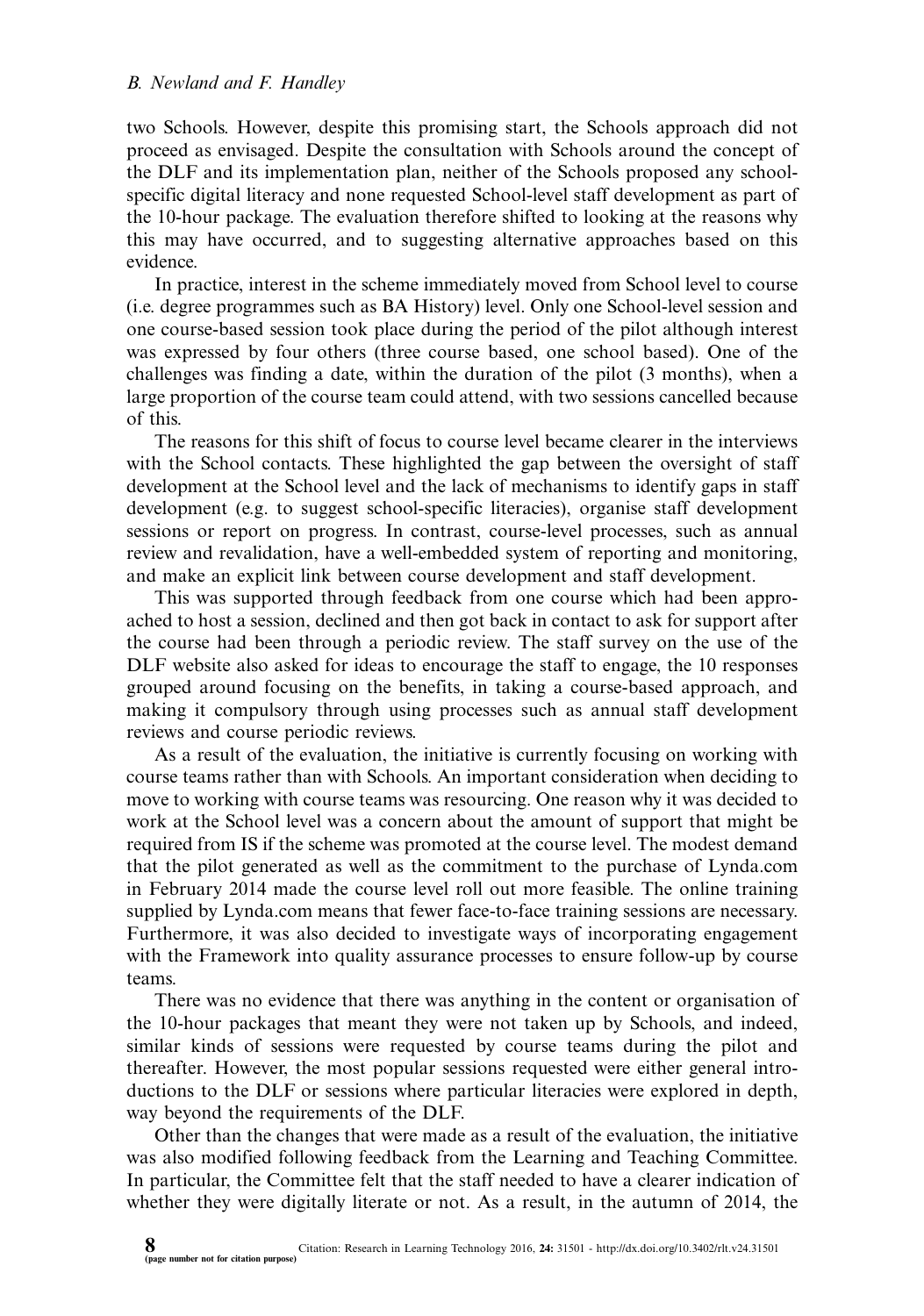two Schools. However, despite this promising start, the Schools approach did not proceed as envisaged. Despite the consultation with Schools around the concept of the DLF and its implementation plan, neither of the Schools proposed any school-specific digital literacy and none requested School-level staff development as part of the 10-hour package. The evaluation therefore shifted to looking at the reasons why this may have occurred, and to suggesting alternative approaches based on this evidence.

In practice, interest in the scheme immediately moved from School level to course (i.e. degree programmes such as BA History) level. Only one School-level session and one course-based session took place during the period of the pilot although interest was expressed by four others (three course based, one school based). One of the challenges was finding a date, within the duration of the pilot (3 months), when a large proportion of the course team could attend, with two sessions cancelled because of this.

The reasons for this shift of focus to course level became clearer in the interviews with the School contacts. These highlighted the gap between the oversight of staff development at the School level and the lack of mechanisms to identify gaps in staff development (e.g. to suggest school-specific literacies), organise staff development sessions or report on progress. In contrast, course-level processes, such as annual review and revalidation, have a well-embedded system of reporting and monitoring, and make an explicit link between course development and staff development.

This was supported through feedback from one course which had been approached to host a session, declined and then got back in contact to ask for support after the course had been through a periodic review. The staff survey on the use of the DLF website also asked for ideas to encourage the staff to engage, the 10 responses grouped around focusing on the benefits, in taking a course-based approach, and making it compulsory through using processes such as annual staff development reviews and course periodic reviews.

As a result of the evaluation, the initiative is currently focusing on working with course teams rather than with Schools. An important consideration when deciding to move to working with course teams was resourcing. One reason why it was decided to work at the School level was a concern about the amount of support that might be required from IS if the scheme was promoted at the course level. The modest demand that the pilot generated as well as the commitment to the purchase of Lynda.com in February 2014 made the course level roll out more feasible. The online training supplied by Lynda.com means that fewer face-to-face training sessions are necessary. Furthermore, it was also decided to investigate ways of incorporating engagement with the Framework into quality assurance processes to ensure follow-up by course teams.

There was no evidence that there was anything in the content or organisation of the 10-hour packages that meant they were not taken up by Schools, and indeed, similar kinds of sessions were requested by course teams during the pilot and thereafter. However, the most popular sessions requested were either general introductions to the DLF or sessions where particular literacies were explored in depth, way beyond the requirements of the DLF.

Other than the changes that were made as a result of the evaluation, the initiative was also modified following feedback from the Learning and Teaching Committee. In particular, the Committee felt that the staff needed to have a clearer indication of whether they were digitally literate or not. As a result, in the autumn of 2014, the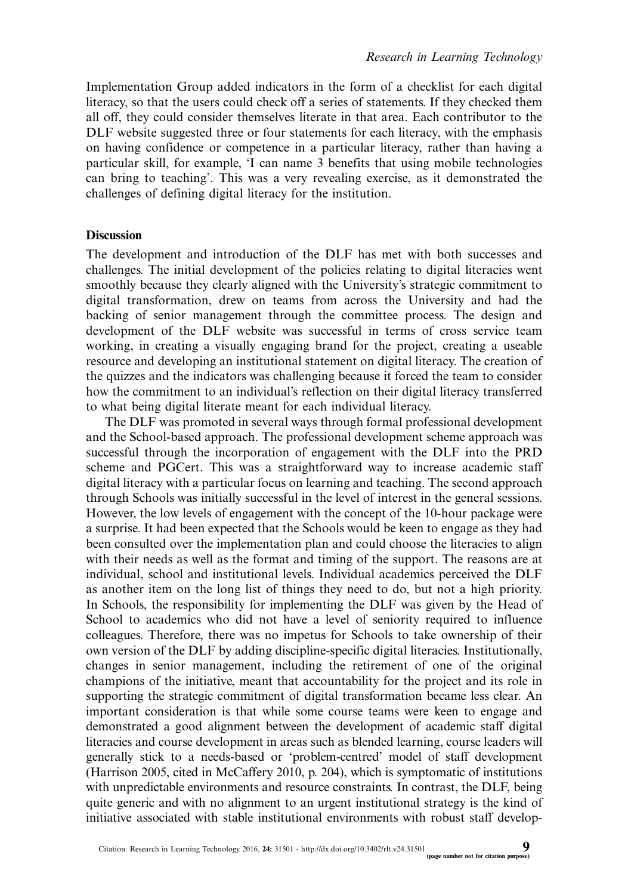Implementation Group added indicators in the form of a checklist for each digital literacy, so that the users could check off a series of statements. If they checked them all off, they could consider themselves literate in that area. Each contributor to the DLF website suggested three or four statements for each literacy, with the emphasis on having confidence or competence in a particular literacy, rather than having a particular skill, for example, 'I can name 3 benefits that using mobile technologies can bring to teaching'. This was a very revealing exercise, as it demonstrated the challenges of defining digital literacy for the institution.

## Discussion

The development and introduction of the DLF has met with both successes and challenges. The initial development of the policies relating to digital literacies went smoothly because they clearly aligned with the University's strategic commitment to digital transformation, drew on teams from across the University and had the backing of senior management through the committee process. The design and development of the DLF website was successful in terms of cross service team working, in creating a visually engaging brand for the project, creating a useable resource and developing an institutional statement on digital literacy. The creation of the quizzes and the indicators was challenging because it forced the team to consider how the commitment to an individual's reflection on their digital literacy transferred to what being digital literate meant for each individual literacy.

The DLF was promoted in several ways through formal professional development and the School-based approach. The professional development scheme approach was successful through the incorporation of engagement with the DLF into the PRD scheme and PGCert. This was a straightforward way to increase academic staff digital literacy with a particular focus on learning and teaching. The second approach through Schools was initially successful in the level of interest in the general sessions. However, the low levels of engagement with the concept of the 10-hour package were a surprise. It had been expected that the Schools would be keen to engage as they had been consulted over the implementation plan and could choose the literacies to align with their needs as well as the format and timing of the support. The reasons are at individual, school and institutional levels. Individual academics perceived the DLF as another item on the long list of things they need to do, but not a high priority. In Schools, the responsibility for implementing the DLF was given by the Head of School to academics who did not have a level of seniority required to influence colleagues. Therefore, there was no impetus for Schools to take ownership of their own version of the DLF by adding discipline-specific digital literacies. Institutionally, changes in senior management, including the retirement of one of the original champions of the initiative, meant that accountability for the project and its role in supporting the strategic commitment of digital transformation became less clear. An important consideration is that while some course teams were keen to engage and demonstrated a good alignment between the development of academic staff digital literacies and course development in areas such as blended learning, course leaders will generally stick to a needs-based or 'problem-centred' model of staff development (Harrison 2005, cited in McCaffery 2010, p. 204), which is symptomatic of institutions with unpredictable environments and resource constraints. In contrast, the DLF, being quite generic and with no alignment to an urgent institutional strategy is the kind of initiative associated with stable institutional environments with robust staff develop-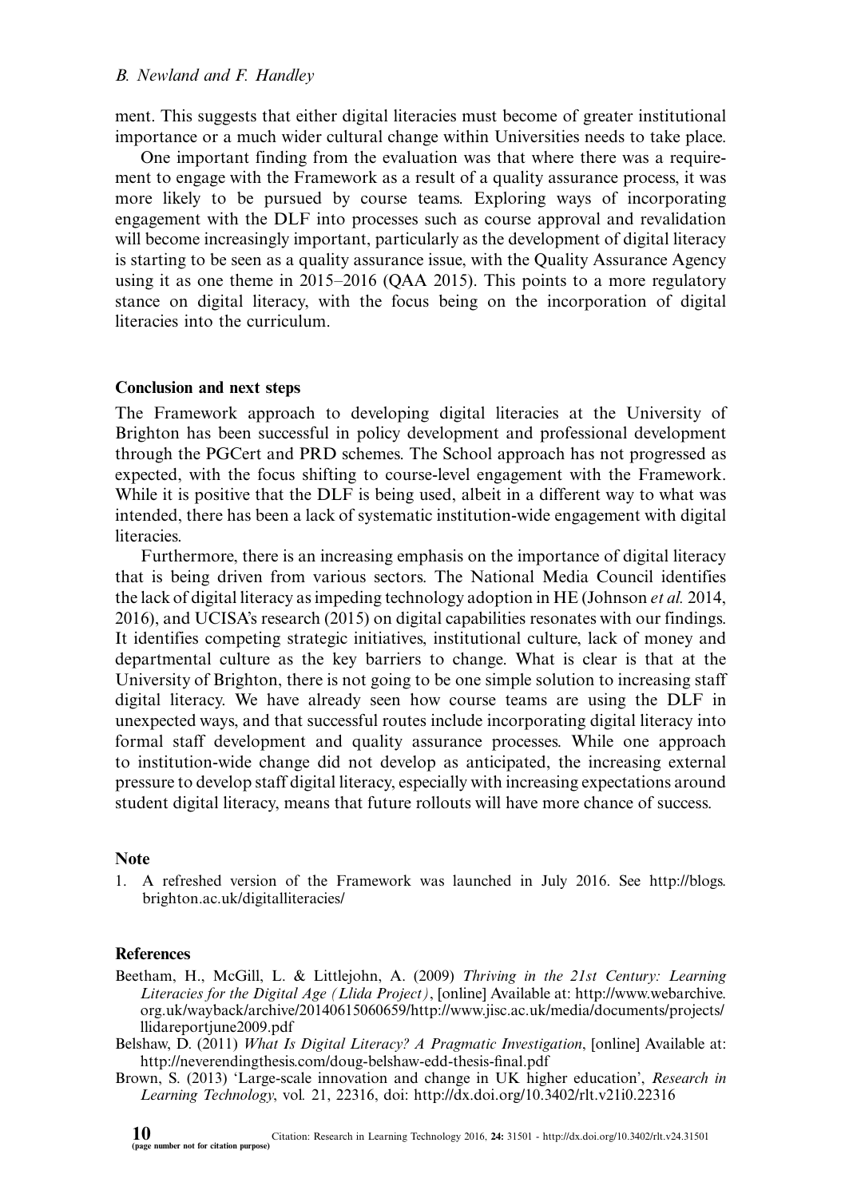ment. This suggests that either digital literacies must become of greater institutional importance or a much wider cultural change within Universities needs to take place.

One important finding from the evaluation was that where there was a requirement to engage with the Framework as a result of a quality assurance process, it was more likely to be pursued by course teams. Exploring ways of incorporating engagement with the DLF into processes such as course approval and revalidation will become increasingly important, particularly as the development of digital literacy is starting to be seen as a quality assurance issue, with the Quality Assurance Agency using it as one theme in 2015–2016 (QAA 2015). This points to a more regulatory stance on digital literacy, with the focus being on the incorporation of digital literacies into the curriculum.

## Conclusion and next steps

The Framework approach to developing digital literacies at the University of Brighton has been successful in policy development and professional development through the PGCert and PRD schemes. The School approach has not progressed as expected, with the focus shifting to course-level engagement with the Framework. While it is positive that the DLF is being used, albeit in a different way to what was intended, there has been a lack of systematic institution-wide engagement with digital literacies.

Furthermore, there is an increasing emphasis on the importance of digital literacy that is being driven from various sectors. The National Media Council identifies the lack of digital literacy as impeding technology adoption in HE (Johnson *et al.* 2014, 2016), and UCISA's research (2015) on digital capabilities resonates with our findings. It identifies competing strategic initiatives, institutional culture, lack of money and departmental culture as the key barriers to change. What is clear is that at the University of Brighton, there is not going to be one simple solution to increasing staff digital literacy. We have already seen how course teams are using the DLF in unexpected ways, and that successful routes include incorporating digital literacy into formal staff development and quality assurance processes. While one approach to institution-wide change did not develop as anticipated, the increasing external pressure to develop staff digital literacy, especially with increasing expectations around student digital literacy, means that future rollouts will have more chance of success.

## Note

1. A refreshed version of the Framework was launched in July 2016. See http://blogs.brighton.ac.uk/digitalliteracies/

## References

Beetham, H., McGill, L. & Littlejohn, A. (2009) *Thriving in the 21st Century: Learning Literacies for the Digital Age (Llida Project)*, [online] Available at: http://www.webarchive.org.uk/wayback/archive/20140615060659/http://www.jisc.ac.uk/media/documents/projects/llidareportjune2009.pdf

Belshaw, D. (2011) *What Is Digital Literacy? A Pragmatic Investigation*, [online] Available at: http://neverendingthesis.com/doug-belshaw-edd-thesis-final.pdf

Brown, S. (2013) 'Large-scale innovation and change in UK higher education', *Research in Learning Technology*, vol. 21, 22316, doi: http://dx.doi.org/10.3402/rlt.v21i0.22316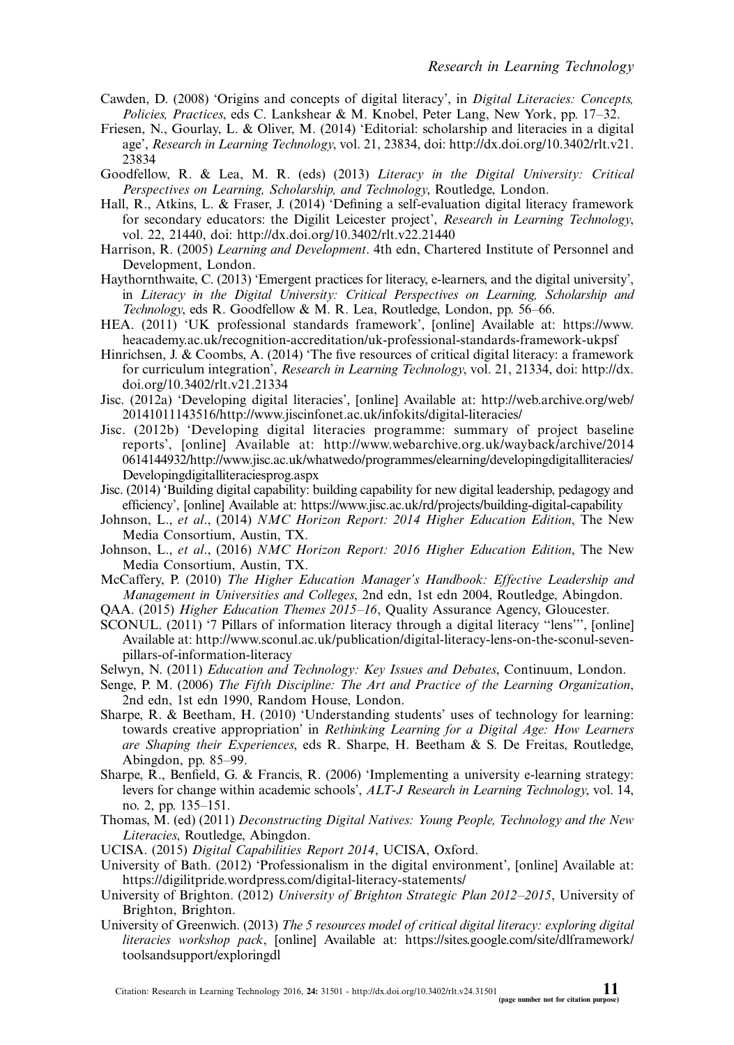Cawden, D. (2008) 'Origins and concepts of digital literacy', in *Digital Literacies: Concepts, Policies, Practices*, eds C. Lankshear & M. Knobel, Peter Lang, New York, pp. 17–32.

Friesen, N., Gourlay, L. & Oliver, M. (2014) 'Editorial: scholarship and literacies in a digital age', *Research in Learning Technology*, vol. 21, 23834, doi: http://dx.doi.org/10.3402/rlt.v21.23834

Goodfellow, R. & Lea, M. R. (eds) (2013) *Literacy in the Digital University: Critical Perspectives on Learning, Scholarship, and Technology*, Routledge, London.

Hall, R., Atkins, L. & Fraser, J. (2014) 'Defining a self-evaluation digital literacy framework for secondary educators: the Digilit Leicester project', *Research in Learning Technology*, vol. 22, 21440, doi: http://dx.doi.org/10.3402/rlt.v22.21440

Harrison, R. (2005) *Learning and Development*. 4th edn, Chartered Institute of Personnel and Development, London.

Haythornthwaite, C. (2013) 'Emergent practices for literacy, e-learners, and the digital university', in *Literacy in the Digital University: Critical Perspectives on Learning, Scholarship and Technology*, eds R. Goodfellow & M. R. Lea, Routledge, London, pp. 56–66.

HEA. (2011) 'UK professional standards framework', [online] Available at: https://www.heacademy.ac.uk/recognition-accreditation/uk-professional-standards-framework-ukpsf

Hinrichsen, J. & Coombs, A. (2014) 'The five resources of critical digital literacy: a framework for curriculum integration', *Research in Learning Technology*, vol. 21, 21334, doi: http://dx.doi.org/10.3402/rlt.v21.21334

Jisc. (2012a) 'Developing digital literacies', [online] Available at: http://web.archive.org/web/20141011143516/http://www.jiscinfonet.ac.uk/infokits/digital-literacies/

Jisc. (2012b) 'Developing digital literacies programme: summary of project baseline reports', [online] Available at: http://www.webarchive.org.uk/wayback/archive/20140614144932/http://www.jisc.ac.uk/whatwedo/programmes/elearning/developingdigitalliteracies/Developingdigitalliteraciesprog.aspx

Jisc. (2014) 'Building digital capability: building capability for new digital leadership, pedagogy and efficiency', [online] Available at: https://www.jisc.ac.uk/rd/projects/building-digital-capability

Johnson, L., *et al*., (2014) *NMC Horizon Report: 2014 Higher Education Edition*, The New Media Consortium, Austin, TX.

Johnson, L., *et al*., (2016) *NMC Horizon Report: 2016 Higher Education Edition*, The New Media Consortium, Austin, TX.

McCaffery, P. (2010) *The Higher Education Manager's Handbook: Effective Leadership and Management in Universities and Colleges*, 2nd edn, 1st edn 2004, Routledge, Abingdon.

QAA. (2015) *Higher Education Themes 2015–16*, Quality Assurance Agency, Gloucester.

SCONUL. (2011) '7 Pillars of information literacy through a digital literacy "lens"', [online] Available at: http://www.sconul.ac.uk/publication/digital-literacy-lens-on-the-sconul-seven-pillars-of-information-literacy

Selwyn, N. (2011) *Education and Technology: Key Issues and Debates*, Continuum, London.

Senge, P. M. (2006) *The Fifth Discipline: The Art and Practice of the Learning Organization*, 2nd edn, 1st edn 1990, Random House, London.

Sharpe, R. & Beetham, H. (2010) 'Understanding students' uses of technology for learning: towards creative appropriation' in *Rethinking Learning for a Digital Age: How Learners are Shaping their Experiences*, eds R. Sharpe, H. Beetham & S. De Freitas, Routledge, Abingdon, pp. 85–99.

Sharpe, R., Benfield, G. & Francis, R. (2006) 'Implementing a university e-learning strategy: levers for change within academic schools', *ALT-J Research in Learning Technology*, vol. 14, no. 2, pp. 135–151.

Thomas, M. (ed) (2011) *Deconstructing Digital Natives: Young People, Technology and the New Literacies*, Routledge, Abingdon.

UCISA. (2015) *Digital Capabilities Report 2014*, UCISA, Oxford.

University of Bath. (2012) 'Professionalism in the digital environment', [online] Available at: https://digilitpride.wordpress.com/digital-literacy-statements/

University of Brighton. (2012) *University of Brighton Strategic Plan 2012–2015*, University of Brighton, Brighton.

University of Greenwich. (2013) *The 5 resources model of critical digital literacy: exploring digital literacies workshop pack*, [online] Available at: https://sites.google.com/site/dlframework/toolsandsupport/exploringdl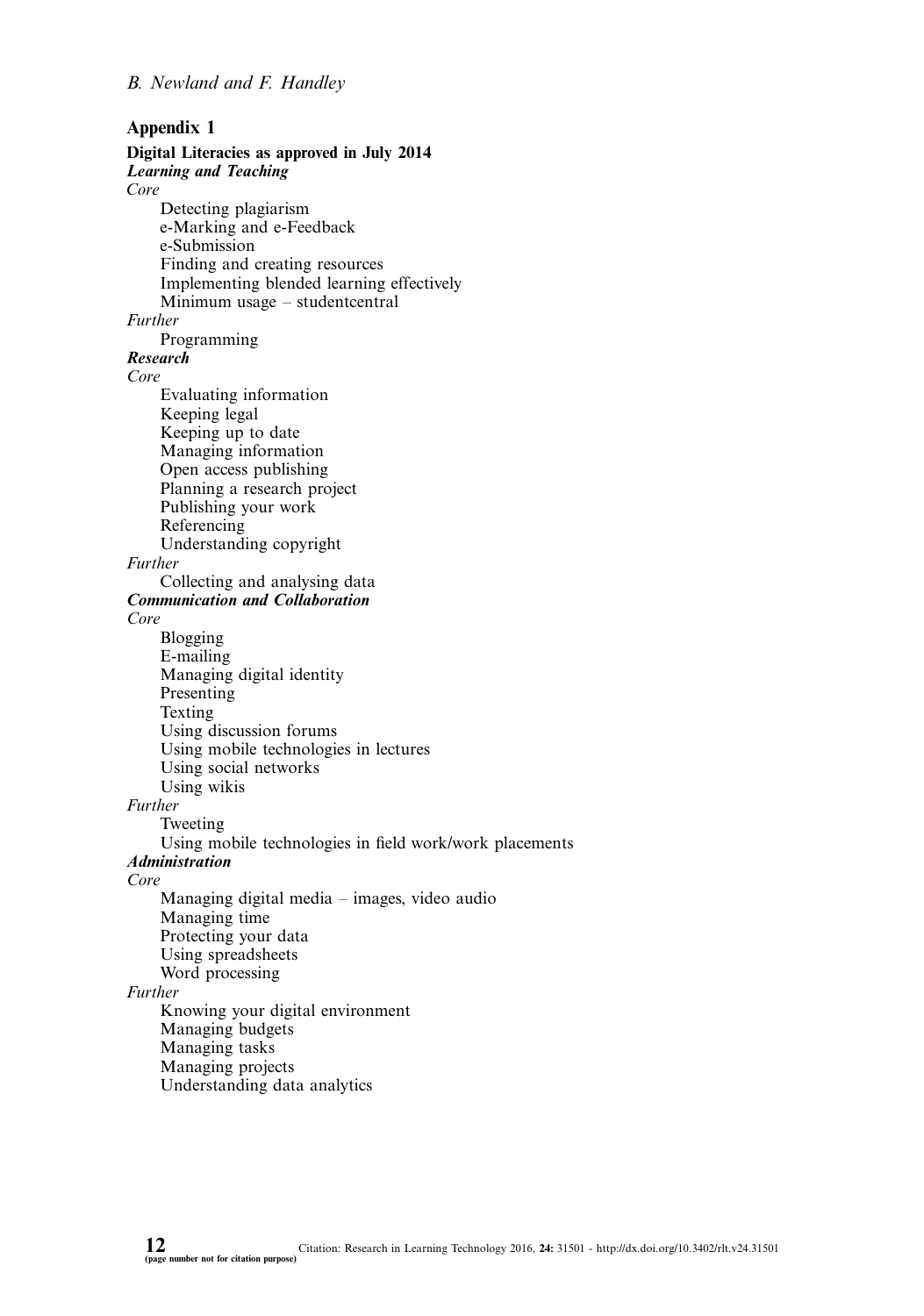## Appendix 1

**Digital Literacies as approved in July 2014**

***Learning and Teaching***

*Core*

- Detecting plagiarism
- e-Marking and e-Feedback
- e-Submission
- Finding and creating resources
- Implementing blended learning effectively
- Minimum usage – studentcentral

*Further*

- Programming

***Research***

*Core*

- Evaluating information
- Keeping legal
- Keeping up to date
- Managing information
- Open access publishing
- Planning a research project
- Publishing your work
- Referencing
- Understanding copyright

*Further*

- Collecting and analysing data

***Communication and Collaboration***

*Core*

- Blogging
- E-mailing
- Managing digital identity
- Presenting
- Texting
- Using discussion forums
- Using mobile technologies in lectures
- Using social networks
- Using wikis

*Further*

- Tweeting
- Using mobile technologies in field work/work placements

***Administration***

*Core*

- Managing digital media – images, video audio
- Managing time
- Protecting your data
- Using spreadsheets
- Word processing

*Further*

- Knowing your digital environment
- Managing budgets
- Managing tasks
- Managing projects
- Understanding data analytics